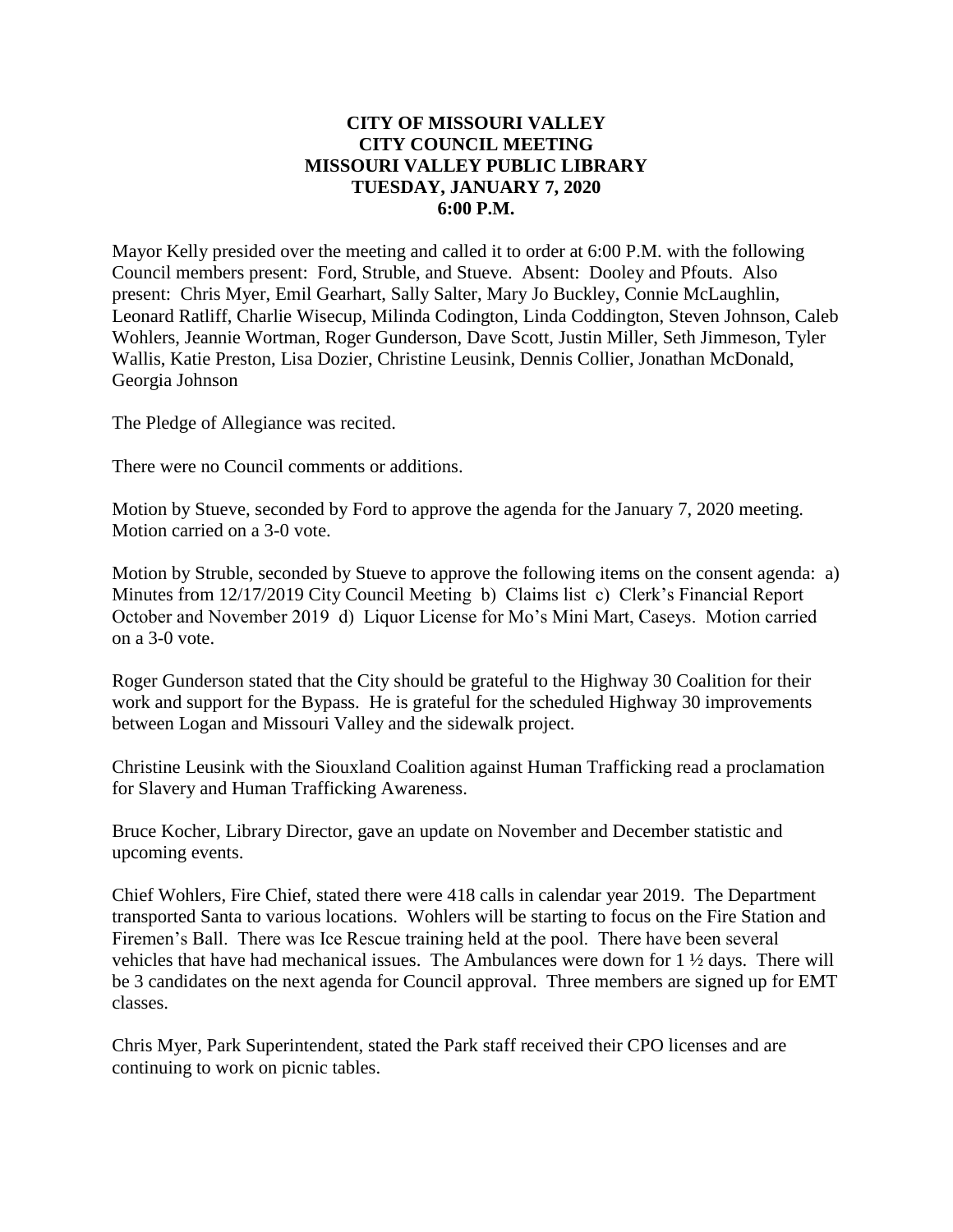# CITY OF MISSOURI VALLEY
# CITY COUNCIL MEETING
# MISSOURI VALLEY PUBLIC LIBRARY
# TUESDAY, JANUARY 7, 2020
# 6:00 P.M.

Mayor Kelly presided over the meeting and called it to order at 6:00 P.M. with the following Council members present: Ford, Struble, and Stueve. Absent: Dooley and Pfouts. Also present: Chris Myer, Emil Gearhart, Sally Salter, Mary Jo Buckley, Connie McLaughlin, Leonard Ratliff, Charlie Wisecup, Milinda Codington, Linda Coddington, Steven Johnson, Caleb Wohlers, Jeannie Wortman, Roger Gunderson, Dave Scott, Justin Miller, Seth Jimmeson, Tyler Wallis, Katie Preston, Lisa Dozier, Christine Leusink, Dennis Collier, Jonathan McDonald, Georgia Johnson

The Pledge of Allegiance was recited.

There were no Council comments or additions.

Motion by Stueve, seconded by Ford to approve the agenda for the January 7, 2020 meeting. Motion carried on a 3-0 vote.

Motion by Struble, seconded by Stueve to approve the following items on the consent agenda: a) Minutes from 12/17/2019 City Council Meeting b) Claims list c) Clerk's Financial Report October and November 2019 d) Liquor License for Mo's Mini Mart, Caseys. Motion carried on a 3-0 vote.

Roger Gunderson stated that the City should be grateful to the Highway 30 Coalition for their work and support for the Bypass. He is grateful for the scheduled Highway 30 improvements between Logan and Missouri Valley and the sidewalk project.

Christine Leusink with the Siouxland Coalition against Human Trafficking read a proclamation for Slavery and Human Trafficking Awareness.

Bruce Kocher, Library Director, gave an update on November and December statistic and upcoming events.

Chief Wohlers, Fire Chief, stated there were 418 calls in calendar year 2019. The Department transported Santa to various locations. Wohlers will be starting to focus on the Fire Station and Firemen's Ball. There was Ice Rescue training held at the pool. There have been several vehicles that have had mechanical issues. The Ambulances were down for 1 ½ days. There will be 3 candidates on the next agenda for Council approval. Three members are signed up for EMT classes.

Chris Myer, Park Superintendent, stated the Park staff received their CPO licenses and are continuing to work on picnic tables.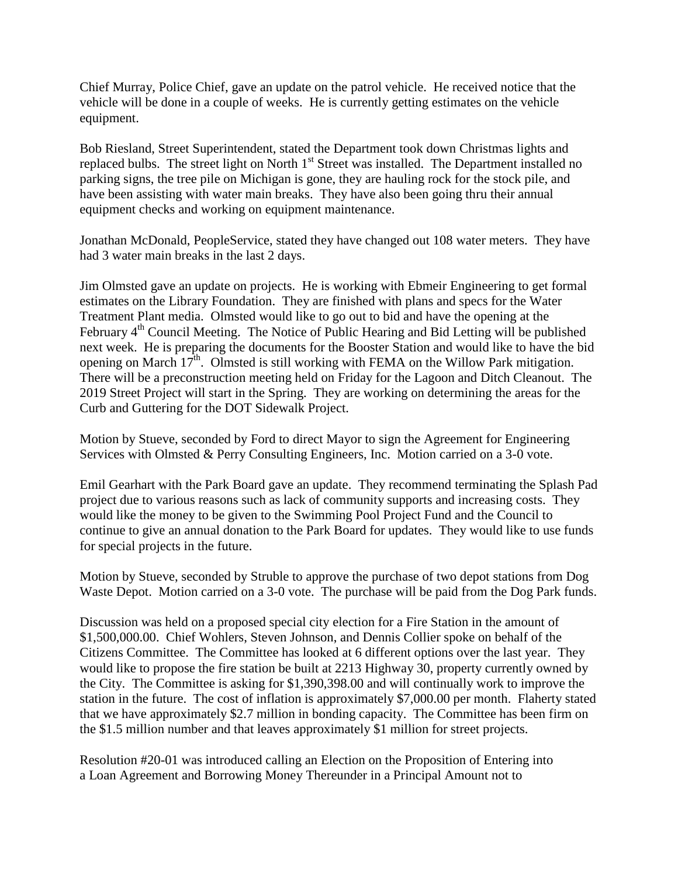Chief Murray, Police Chief, gave an update on the patrol vehicle. He received notice that the vehicle will be done in a couple of weeks. He is currently getting estimates on the vehicle equipment.

Bob Riesland, Street Superintendent, stated the Department took down Christmas lights and replaced bulbs. The street light on North 1st Street was installed. The Department installed no parking signs, the tree pile on Michigan is gone, they are hauling rock for the stock pile, and have been assisting with water main breaks. They have also been going thru their annual equipment checks and working on equipment maintenance.

Jonathan McDonald, PeopleService, stated they have changed out 108 water meters. They have had 3 water main breaks in the last 2 days.

Jim Olmsted gave an update on projects. He is working with Ebmeir Engineering to get formal estimates on the Library Foundation. They are finished with plans and specs for the Water Treatment Plant media. Olmsted would like to go out to bid and have the opening at the February 4th Council Meeting. The Notice of Public Hearing and Bid Letting will be published next week. He is preparing the documents for the Booster Station and would like to have the bid opening on March 17th. Olmsted is still working with FEMA on the Willow Park mitigation. There will be a preconstruction meeting held on Friday for the Lagoon and Ditch Cleanout. The 2019 Street Project will start in the Spring. They are working on determining the areas for the Curb and Guttering for the DOT Sidewalk Project.

Motion by Stueve, seconded by Ford to direct Mayor to sign the Agreement for Engineering Services with Olmsted & Perry Consulting Engineers, Inc. Motion carried on a 3-0 vote.

Emil Gearhart with the Park Board gave an update. They recommend terminating the Splash Pad project due to various reasons such as lack of community supports and increasing costs. They would like the money to be given to the Swimming Pool Project Fund and the Council to continue to give an annual donation to the Park Board for updates. They would like to use funds for special projects in the future.

Motion by Stueve, seconded by Struble to approve the purchase of two depot stations from Dog Waste Depot. Motion carried on a 3-0 vote. The purchase will be paid from the Dog Park funds.

Discussion was held on a proposed special city election for a Fire Station in the amount of $1,500,000.00. Chief Wohlers, Steven Johnson, and Dennis Collier spoke on behalf of the Citizens Committee. The Committee has looked at 6 different options over the last year. They would like to propose the fire station be built at 2213 Highway 30, property currently owned by the City. The Committee is asking for $1,390,398.00 and will continually work to improve the station in the future. The cost of inflation is approximately $7,000.00 per month. Flaherty stated that we have approximately $2.7 million in bonding capacity. The Committee has been firm on the $1.5 million number and that leaves approximately $1 million for street projects.

Resolution #20-01 was introduced calling an Election on the Proposition of Entering into a Loan Agreement and Borrowing Money Thereunder in a Principal Amount not to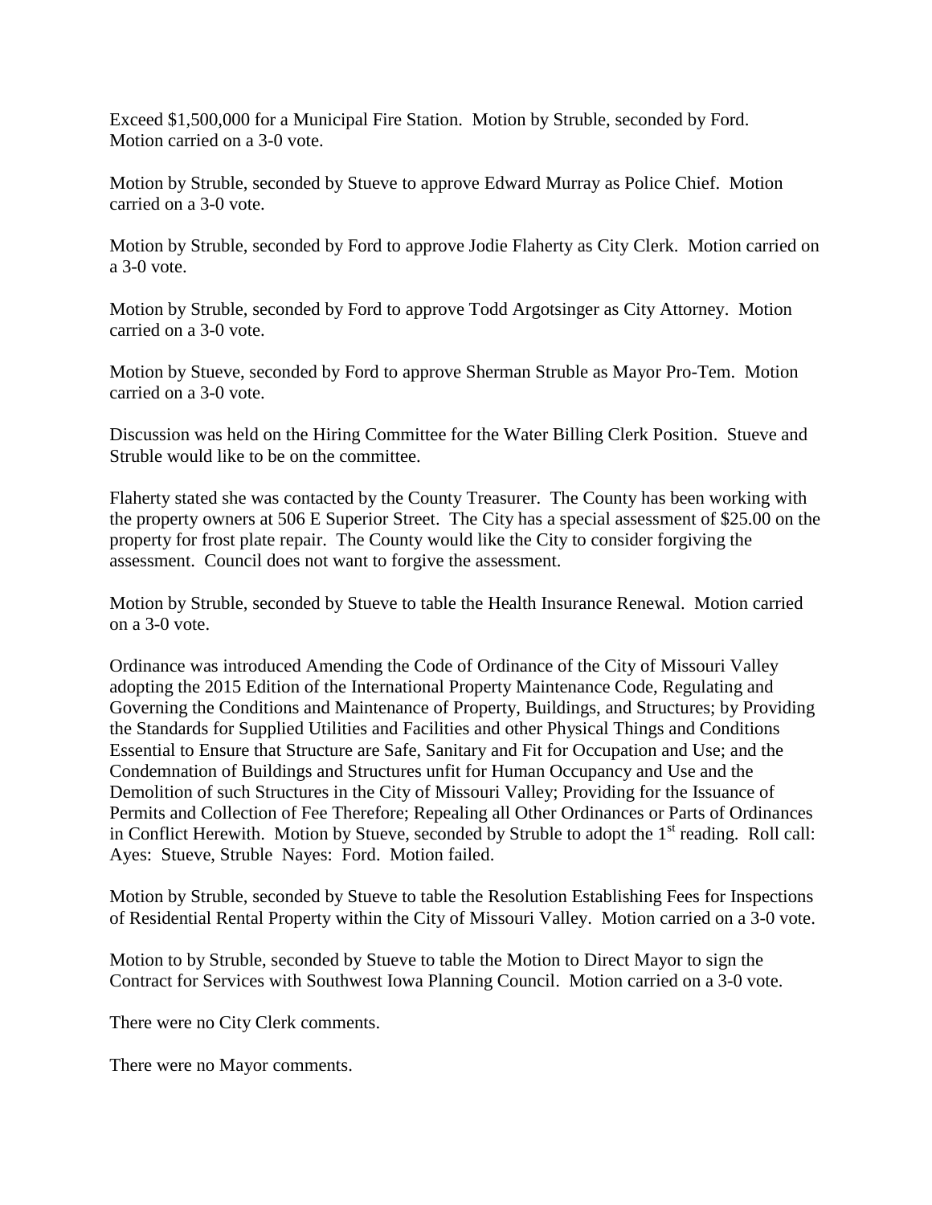Exceed $1,500,000 for a Municipal Fire Station. Motion by Struble, seconded by Ford. Motion carried on a 3-0 vote.

Motion by Struble, seconded by Stueve to approve Edward Murray as Police Chief. Motion carried on a 3-0 vote.

Motion by Struble, seconded by Ford to approve Jodie Flaherty as City Clerk. Motion carried on a 3-0 vote.

Motion by Struble, seconded by Ford to approve Todd Argotsinger as City Attorney. Motion carried on a 3-0 vote.

Motion by Stueve, seconded by Ford to approve Sherman Struble as Mayor Pro-Tem. Motion carried on a 3-0 vote.

Discussion was held on the Hiring Committee for the Water Billing Clerk Position. Stueve and Struble would like to be on the committee.

Flaherty stated she was contacted by the County Treasurer. The County has been working with the property owners at 506 E Superior Street. The City has a special assessment of $25.00 on the property for frost plate repair. The County would like the City to consider forgiving the assessment. Council does not want to forgive the assessment.

Motion by Struble, seconded by Stueve to table the Health Insurance Renewal. Motion carried on a 3-0 vote.

Ordinance was introduced Amending the Code of Ordinance of the City of Missouri Valley adopting the 2015 Edition of the International Property Maintenance Code, Regulating and Governing the Conditions and Maintenance of Property, Buildings, and Structures; by Providing the Standards for Supplied Utilities and Facilities and other Physical Things and Conditions Essential to Ensure that Structure are Safe, Sanitary and Fit for Occupation and Use; and the Condemnation of Buildings and Structures unfit for Human Occupancy and Use and the Demolition of such Structures in the City of Missouri Valley; Providing for the Issuance of Permits and Collection of Fee Therefore; Repealing all Other Ordinances or Parts of Ordinances in Conflict Herewith. Motion by Stueve, seconded by Struble to adopt the 1st reading. Roll call: Ayes: Stueve, Struble Nayes: Ford. Motion failed.

Motion by Struble, seconded by Stueve to table the Resolution Establishing Fees for Inspections of Residential Rental Property within the City of Missouri Valley. Motion carried on a 3-0 vote.

Motion to by Struble, seconded by Stueve to table the Motion to Direct Mayor to sign the Contract for Services with Southwest Iowa Planning Council. Motion carried on a 3-0 vote.

There were no City Clerk comments.

There were no Mayor comments.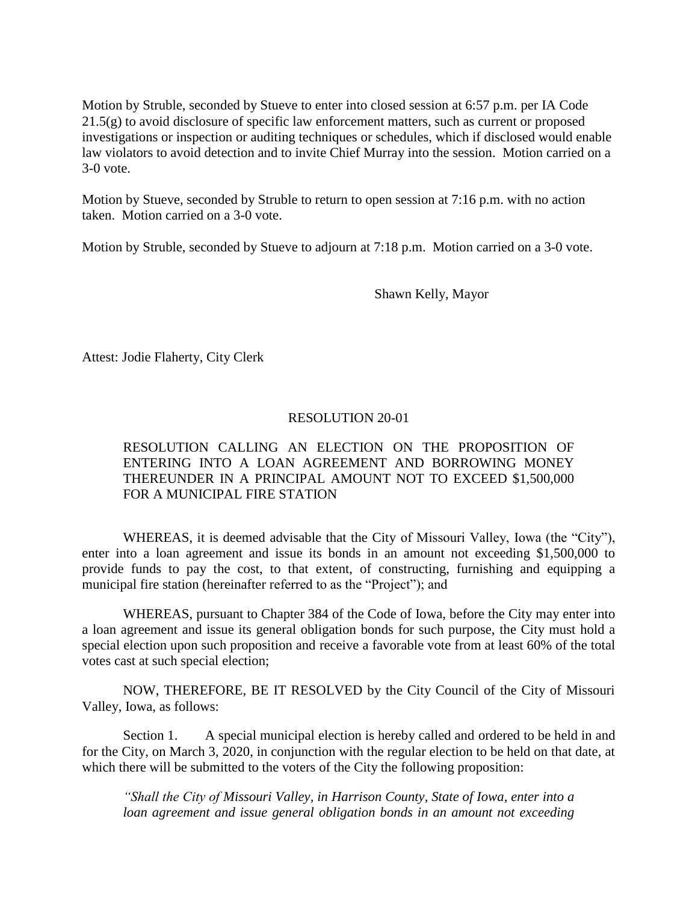Motion by Struble, seconded by Stueve to enter into closed session at 6:57 p.m. per IA Code 21.5(g) to avoid disclosure of specific law enforcement matters, such as current or proposed investigations or inspection or auditing techniques or schedules, which if disclosed would enable law violators to avoid detection and to invite Chief Murray into the session. Motion carried on a 3-0 vote.

Motion by Stueve, seconded by Struble to return to open session at 7:16 p.m. with no action taken. Motion carried on a 3-0 vote.

Motion by Struble, seconded by Stueve to adjourn at 7:18 p.m. Motion carried on a 3-0 vote.

Shawn Kelly, Mayor

Attest: Jodie Flaherty, City Clerk

## RESOLUTION 20-01

RESOLUTION CALLING AN ELECTION ON THE PROPOSITION OF ENTERING INTO A LOAN AGREEMENT AND BORROWING MONEY THEREUNDER IN A PRINCIPAL AMOUNT NOT TO EXCEED $1,500,000 FOR A MUNICIPAL FIRE STATION

WHEREAS, it is deemed advisable that the City of Missouri Valley, Iowa (the "City"), enter into a loan agreement and issue its bonds in an amount not exceeding $1,500,000 to provide funds to pay the cost, to that extent, of constructing, furnishing and equipping a municipal fire station (hereinafter referred to as the "Project"); and

WHEREAS, pursuant to Chapter 384 of the Code of Iowa, before the City may enter into a loan agreement and issue its general obligation bonds for such purpose, the City must hold a special election upon such proposition and receive a favorable vote from at least 60% of the total votes cast at such special election;

NOW, THEREFORE, BE IT RESOLVED by the City Council of the City of Missouri Valley, Iowa, as follows:

Section 1. A special municipal election is hereby called and ordered to be held in and for the City, on March 3, 2020, in conjunction with the regular election to be held on that date, at which there will be submitted to the voters of the City the following proposition:

*"Shall the City of Missouri Valley, in Harrison County, State of Iowa, enter into a loan agreement and issue general obligation bonds in an amount not exceeding*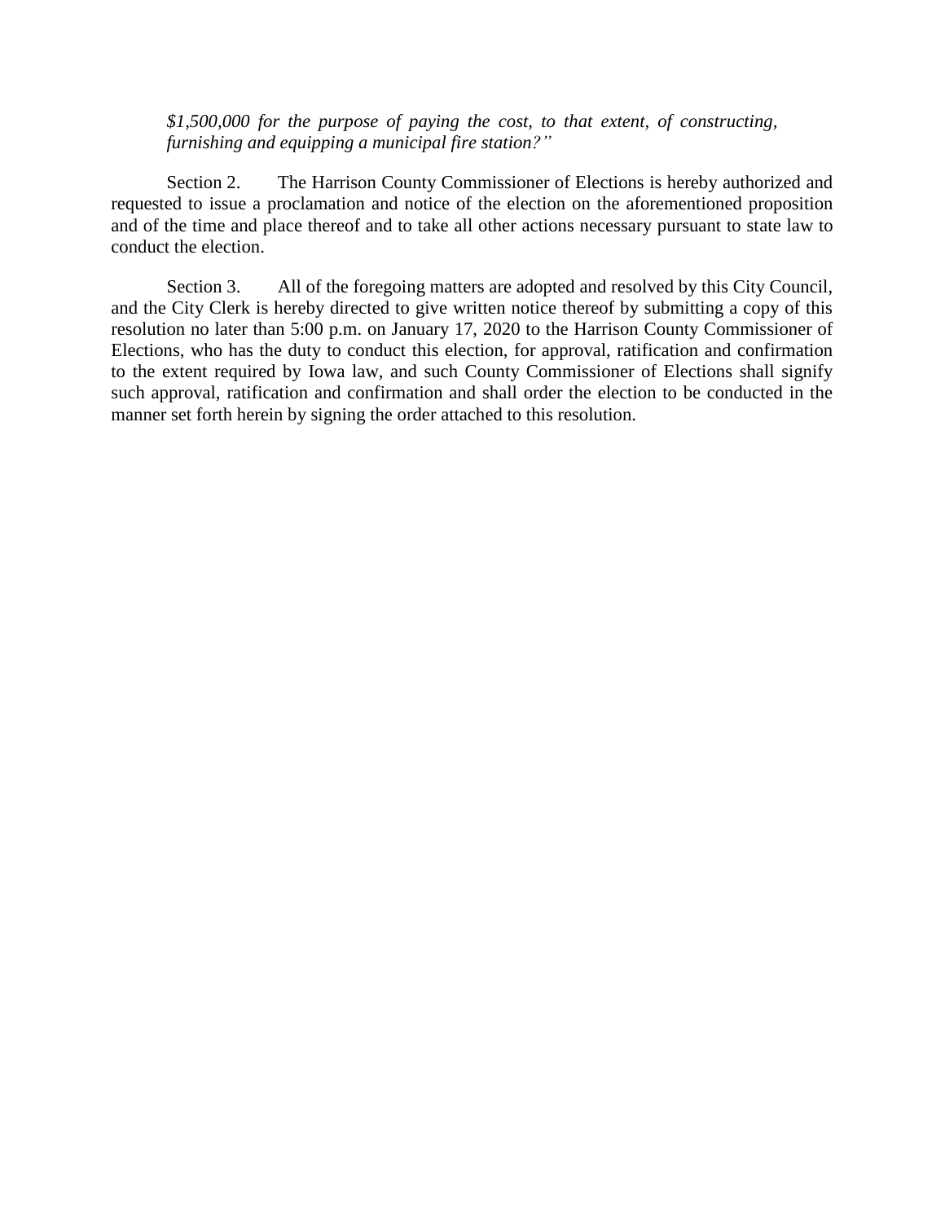*$1,500,000 for the purpose of paying the cost, to that extent, of constructing, furnishing and equipping a municipal fire station?"*

Section 2. The Harrison County Commissioner of Elections is hereby authorized and requested to issue a proclamation and notice of the election on the aforementioned proposition and of the time and place thereof and to take all other actions necessary pursuant to state law to conduct the election.

Section 3. All of the foregoing matters are adopted and resolved by this City Council, and the City Clerk is hereby directed to give written notice thereof by submitting a copy of this resolution no later than 5:00 p.m. on January 17, 2020 to the Harrison County Commissioner of Elections, who has the duty to conduct this election, for approval, ratification and confirmation to the extent required by Iowa law, and such County Commissioner of Elections shall signify such approval, ratification and confirmation and shall order the election to be conducted in the manner set forth herein by signing the order attached to this resolution.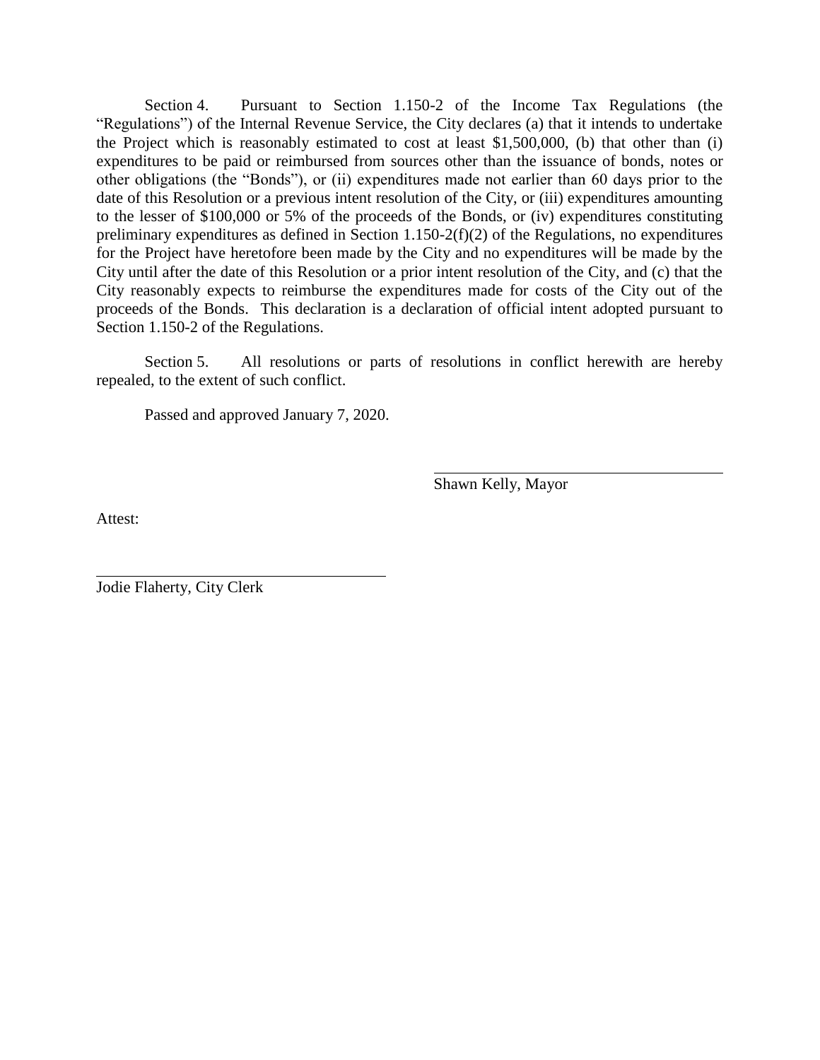Section 4. Pursuant to Section 1.150-2 of the Income Tax Regulations (the "Regulations") of the Internal Revenue Service, the City declares (a) that it intends to undertake the Project which is reasonably estimated to cost at least $1,500,000, (b) that other than (i) expenditures to be paid or reimbursed from sources other than the issuance of bonds, notes or other obligations (the "Bonds"), or (ii) expenditures made not earlier than 60 days prior to the date of this Resolution or a previous intent resolution of the City, or (iii) expenditures amounting to the lesser of $100,000 or 5% of the proceeds of the Bonds, or (iv) expenditures constituting preliminary expenditures as defined in Section 1.150-2(f)(2) of the Regulations, no expenditures for the Project have heretofore been made by the City and no expenditures will be made by the City until after the date of this Resolution or a prior intent resolution of the City, and (c) that the City reasonably expects to reimburse the expenditures made for costs of the City out of the proceeds of the Bonds. This declaration is a declaration of official intent adopted pursuant to Section 1.150-2 of the Regulations.

Section 5. All resolutions or parts of resolutions in conflict herewith are hereby repealed, to the extent of such conflict.

Passed and approved January 7, 2020.

\_\_\_\_\_\_\_\_\_\_\_\_\_\_\_\_\_\_\_\_\_\_\_\_\_\_\_\_\_\_\_\_\_\_\_\_\_\_

Shawn Kelly, Mayor

Attest:

\_\_\_\_\_\_\_\_\_\_\_\_\_\_\_\_\_\_\_\_\_\_\_\_\_\_\_\_\_\_\_\_\_\_\_\_\_\_

Jodie Flaherty, City Clerk